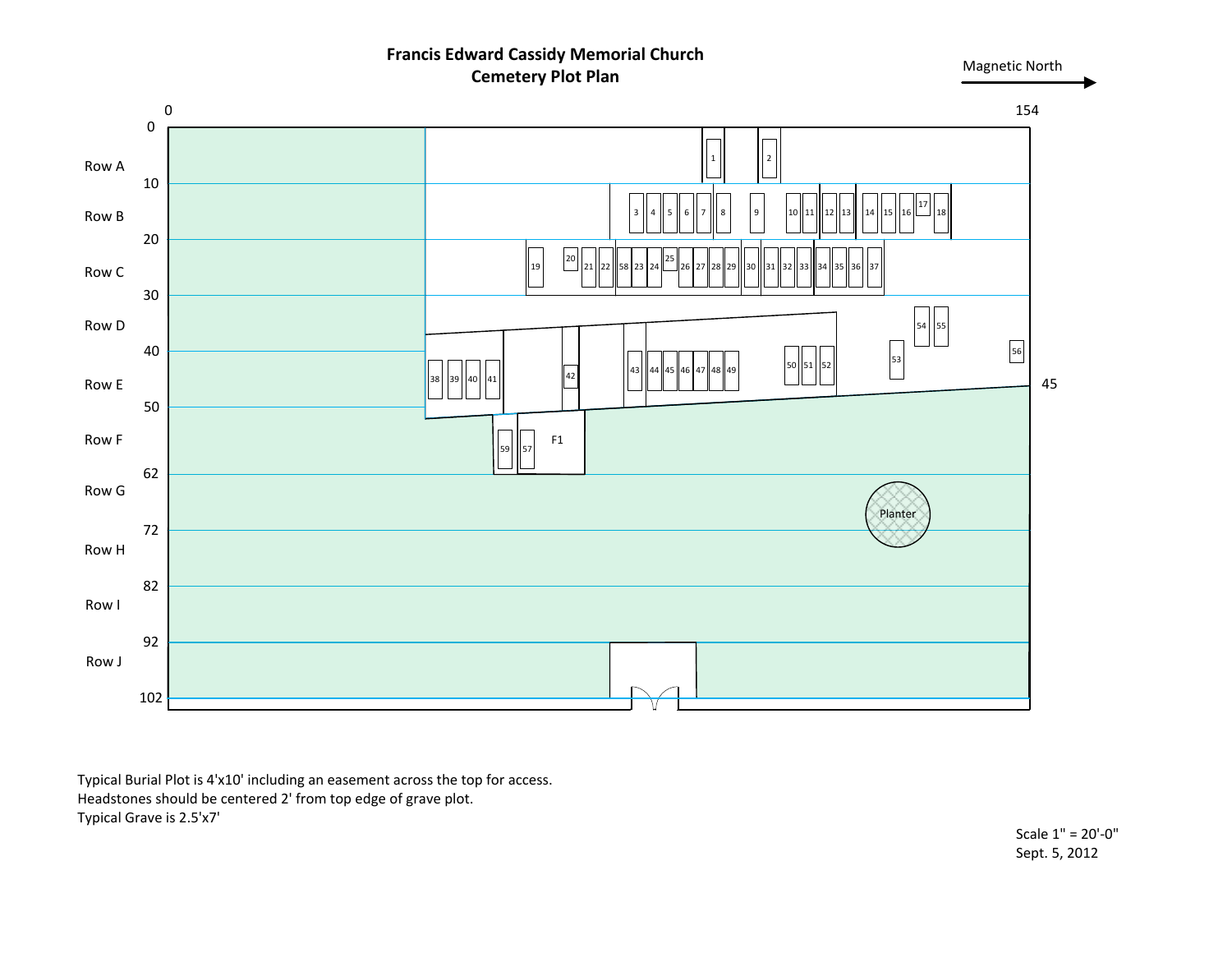# Francis Edward Cassidy Memorial Church
## Cemetery Plot Plan

Magnetic North →

| Row | Start (ft) | Plots |
|---|---|---|
| Row A | 0 | 1, 2 |
| Row B | 10 | 3, 4, 5, 6, 7, 8, 9, 10, 11, 12, 13, 14, 15, 16, 17, 18 |
| Row C | 20 | 19, 20, 21, 22, 58, 23, 24, 25, 26, 27, 28, 29, 30, 31, 32, 33, 34, 35, 36, 37 |
| Row D | 30 | 54, 55, 56 |
| Row E | 40 | 38, 39, 40, 41, 42, 43, 44, 45, 46, 47, 48, 49, 50, 51, 52, 53 |
| Row F | 50 | 59, 57, F1 |
| Row G | 62 | Planter |
| Row H | 72 | |
| Row I | 82 | |
| Row J | 92 | |
| | 102 | |

Width: 0 – 154; right edge dimension: 45

Typical Burial Plot is 4'x10' including an easement across the top for access.
Headstones should be centered 2' from top edge of grave plot.
Typical Grave is 2.5'x7'

Scale 1" = 20'-0"
Sept. 5, 2012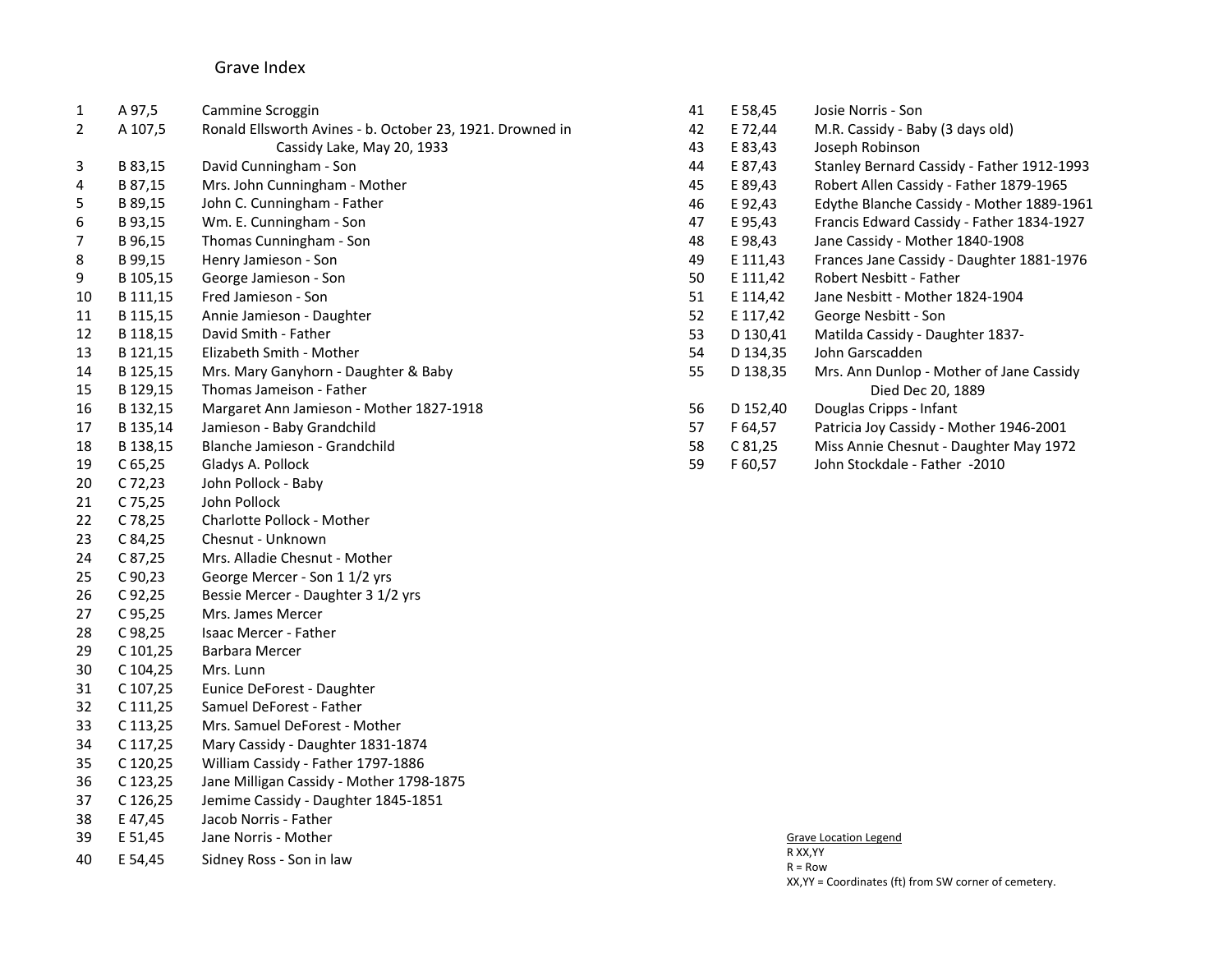# Grave Index

| # | Location | Name |
|---|---|---|
| 1 | A 97,5 | Cammine Scroggin |
| 2 | A 107,5 | Ronald Ellsworth Avines - b. October 23, 1921. Drowned in Cassidy Lake, May 20, 1933 |
| 3 | B 83,15 | David Cunningham - Son |
| 4 | B 87,15 | Mrs. John Cunningham - Mother |
| 5 | B 89,15 | John C. Cunningham - Father |
| 6 | B 93,15 | Wm. E. Cunningham - Son |
| 7 | B 96,15 | Thomas Cunningham - Son |
| 8 | B 99,15 | Henry Jamieson - Son |
| 9 | B 105,15 | George Jamieson - Son |
| 10 | B 111,15 | Fred Jamieson - Son |
| 11 | B 115,15 | Annie Jamieson - Daughter |
| 12 | B 118,15 | David Smith - Father |
| 13 | B 121,15 | Elizabeth Smith - Mother |
| 14 | B 125,15 | Mrs. Mary Ganyhorn - Daughter & Baby |
| 15 | B 129,15 | Thomas Jameison - Father |
| 16 | B 132,15 | Margaret Ann Jamieson - Mother 1827-1918 |
| 17 | B 135,14 | Jamieson - Baby Grandchild |
| 18 | B 138,15 | Blanche Jamieson - Grandchild |
| 19 | C 65,25 | Gladys A. Pollock |
| 20 | C 72,23 | John Pollock - Baby |
| 21 | C 75,25 | John Pollock |
| 22 | C 78,25 | Charlotte Pollock - Mother |
| 23 | C 84,25 | Chesnut - Unknown |
| 24 | C 87,25 | Mrs. Alladie Chesnut - Mother |
| 25 | C 90,23 | George Mercer - Son 1 1/2 yrs |
| 26 | C 92,25 | Bessie Mercer - Daughter 3 1/2 yrs |
| 27 | C 95,25 | Mrs. James Mercer |
| 28 | C 98,25 | Isaac Mercer - Father |
| 29 | C 101,25 | Barbara Mercer |
| 30 | C 104,25 | Mrs. Lunn |
| 31 | C 107,25 | Eunice DeForest - Daughter |
| 32 | C 111,25 | Samuel DeForest - Father |
| 33 | C 113,25 | Mrs. Samuel DeForest - Mother |
| 34 | C 117,25 | Mary Cassidy - Daughter 1831-1874 |
| 35 | C 120,25 | William Cassidy - Father 1797-1886 |
| 36 | C 123,25 | Jane Milligan Cassidy - Mother 1798-1875 |
| 37 | C 126,25 | Jemime Cassidy - Daughter 1845-1851 |
| 38 | E 47,45 | Jacob Norris - Father |
| 39 | E 51,45 | Jane Norris - Mother |
| 40 | E 54,45 | Sidney Ross - Son in law |
| 41 | E 58,45 | Josie Norris - Son |
| 42 | E 72,44 | M.R. Cassidy - Baby (3 days old) |
| 43 | E 83,43 | Joseph Robinson |
| 44 | E 87,43 | Stanley Bernard Cassidy - Father 1912-1993 |
| 45 | E 89,43 | Robert Allen Cassidy - Father 1879-1965 |
| 46 | E 92,43 | Edythe Blanche Cassidy - Mother 1889-1961 |
| 47 | E 95,43 | Francis Edward Cassidy - Father 1834-1927 |
| 48 | E 98,43 | Jane Cassidy - Mother 1840-1908 |
| 49 | E 111,43 | Frances Jane Cassidy - Daughter 1881-1976 |
| 50 | E 111,42 | Robert Nesbitt - Father |
| 51 | E 114,42 | Jane Nesbitt - Mother 1824-1904 |
| 52 | E 117,42 | George Nesbitt - Son |
| 53 | D 130,41 | Matilda Cassidy - Daughter 1837- |
| 54 | D 134,35 | John Garscadden |
| 55 | D 138,35 | Mrs. Ann Dunlop - Mother of Jane Cassidy Died Dec 20, 1889 |
| 56 | D 152,40 | Douglas Cripps - Infant |
| 57 | F 64,57 | Patricia Joy Cassidy - Mother 1946-2001 |
| 58 | C 81,25 | Miss Annie Chesnut - Daughter May 1972 |
| 59 | F 60,57 | John Stockdale - Father -2010 |

Grave Location Legend

R XX,YY

R = Row

XX,YY = Coordinates (ft) from SW corner of cemetery.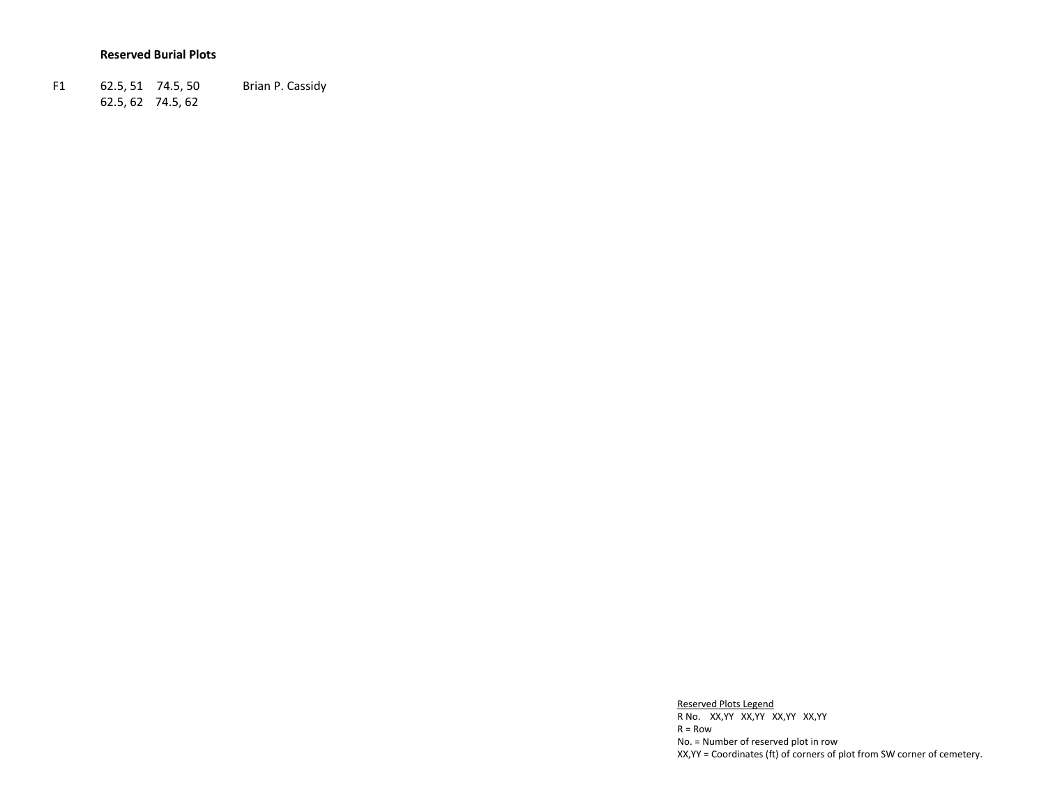**Reserved Burial Plots**

| | | | |
|---|---|---|---|
| F1 | 62.5, 51 | 74.5, 50 | Brian P. Cassidy |
| | 62.5, 62 | 74.5, 62 | |

Reserved Plots Legend
R No. XX,YY XX,YY XX,YY XX,YY
R = Row
No. = Number of reserved plot in row
XX,YY = Coordinates (ft) of corners of plot from SW corner of cemetery.